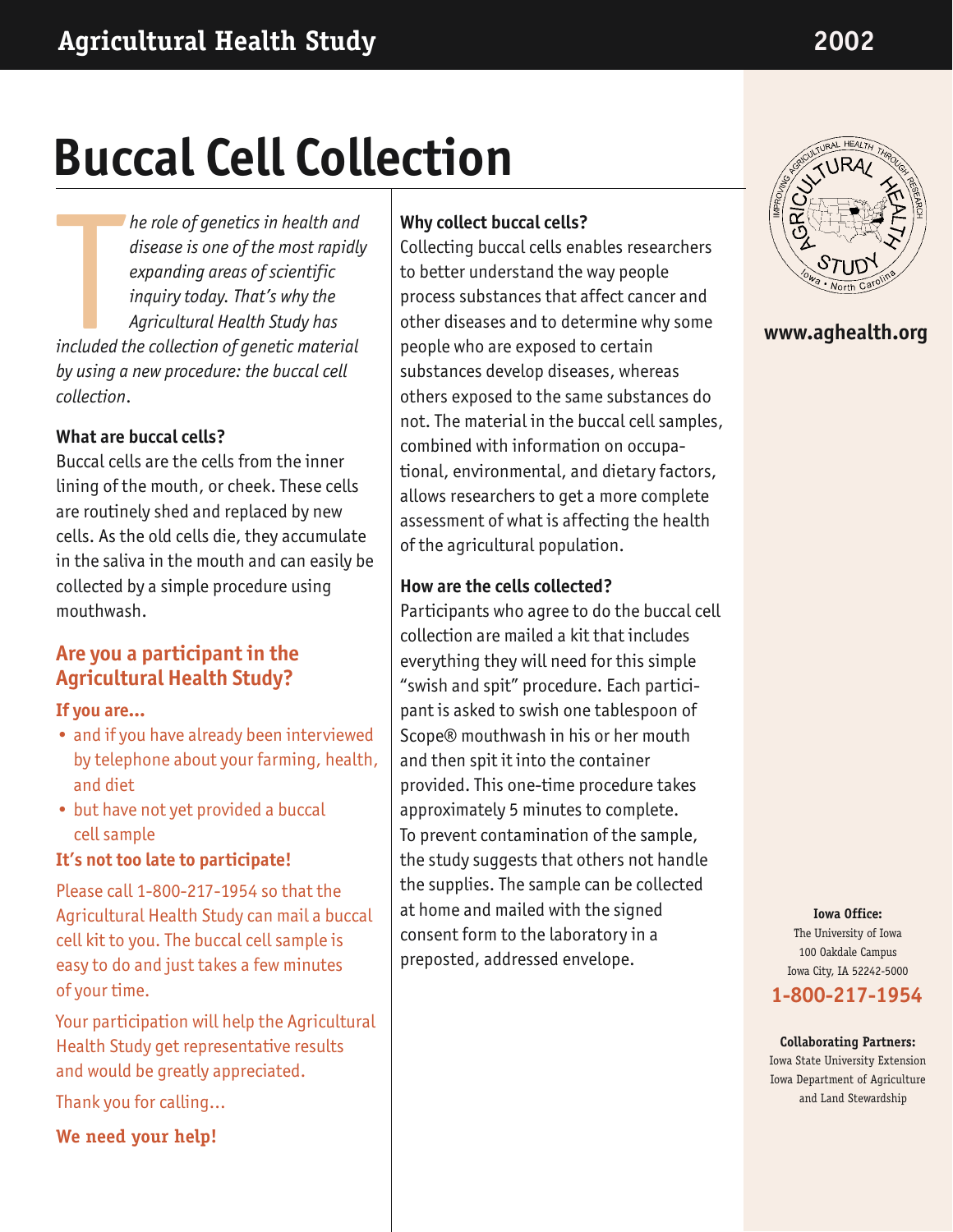# Buccal Cell Collection

*The role of genetics in health and disease is one of the most rapidly expanding areas of scientific inquiry today. That's why the Agricultural Health Study has included the collection of genetic material by using a new procedure: the buccal cell collection.*

### What are buccal cells?

Buccal cells are the cells from the inner lining of the mouth, or cheek. These cells are routinely shed and replaced by new cells. As the old cells die, they accumulate in the saliva in the mouth and can easily be collected by a simple procedure using mouthwash.

## Are you a participant in the Agricultural Health Study?

**If you are...**

- and if you have already been interviewed by telephone about your farming, health, and diet
- but have not yet provided a buccal cell sample

**It's not too late to participate!**

Please call 1-800-217-1954 so that the Agricultural Health Study can mail a buccal cell kit to you. The buccal cell sample is easy to do and just takes a few minutes of your time.

Your participation will help the Agricultural Health Study get representative results and would be greatly appreciated.

Thank you for calling...

**We need your help!**

### Why collect buccal cells?

Collecting buccal cells enables researchers to better understand the way people process substances that affect cancer and other diseases and to determine why some people who are exposed to certain substances develop diseases, whereas others exposed to the same substances do not. The material in the buccal cell samples, combined with information on occupational, environmental, and dietary factors, allows researchers to get a more complete assessment of what is affecting the health of the agricultural population.

### How are the cells collected?

Participants who agree to do the buccal cell collection are mailed a kit that includes everything they will need for this simple "swish and spit" procedure. Each participant is asked to swish one tablespoon of Scope® mouthwash in his or her mouth and then spit it into the container provided. This one-time procedure takes approximately 5 minutes to complete. To prevent contamination of the sample, the study suggests that others not handle the supplies. The sample can be collected at home and mailed with the signed consent form to the laboratory in a preposted, addressed envelope.

**www.aghealth.org**

**Iowa Office:**
The University of Iowa
100 Oakdale Campus
Iowa City, IA 52242-5000

**1-800-217-1954**

**Collaborating Partners:**
Iowa State University Extension
Iowa Department of Agriculture and Land Stewardship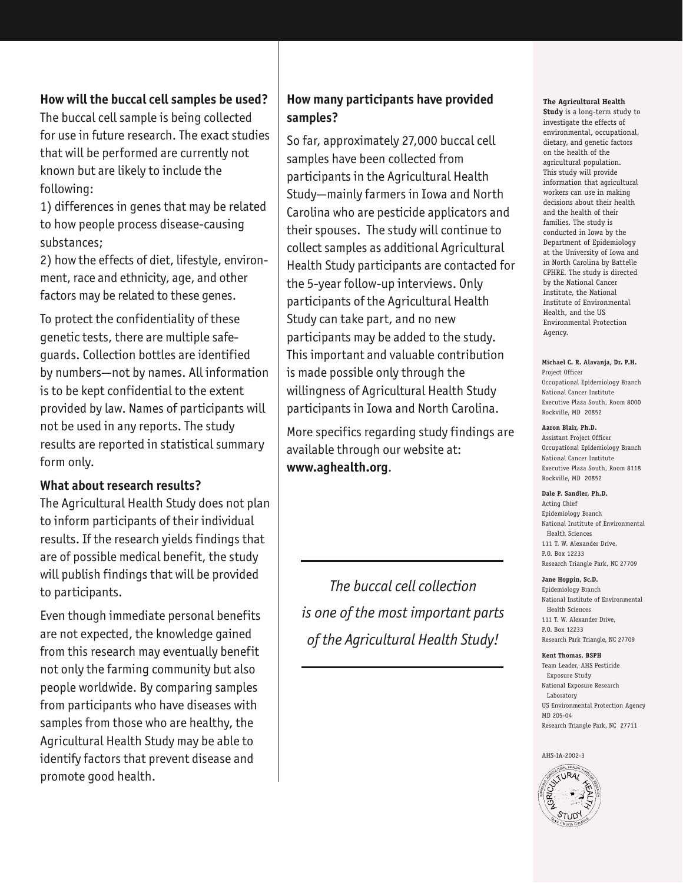## How will the buccal cell samples be used?

The buccal cell sample is being collected for use in future research. The exact studies that will be performed are currently not known but are likely to include the following:

1) differences in genes that may be related to how people process disease-causing substances;

2) how the effects of diet, lifestyle, environment, race and ethnicity, age, and other factors may be related to these genes.

To protect the confidentiality of these genetic tests, there are multiple safeguards. Collection bottles are identified by numbers—not by names. All information is to be kept confidential to the extent provided by law. Names of participants will not be used in any reports. The study results are reported in statistical summary form only.

## What about research results?

The Agricultural Health Study does not plan to inform participants of their individual results. If the research yields findings that are of possible medical benefit, the study will publish findings that will be provided to participants.

Even though immediate personal benefits are not expected, the knowledge gained from this research may eventually benefit not only the farming community but also people worldwide. By comparing samples from participants who have diseases with samples from those who are healthy, the Agricultural Health Study may be able to identify factors that prevent disease and promote good health.

## How many participants have provided samples?

So far, approximately 27,000 buccal cell samples have been collected from participants in the Agricultural Health Study—mainly farmers in Iowa and North Carolina who are pesticide applicators and their spouses. The study will continue to collect samples as additional Agricultural Health Study participants are contacted for the 5-year follow-up interviews. Only participants of the Agricultural Health Study can take part, and no new participants may be added to the study. This important and valuable contribution is made possible only through the willingness of Agricultural Health Study participants in Iowa and North Carolina.

More specifics regarding study findings are available through our website at: **www.aghealth.org**.

*The buccal cell collection is one of the most important parts of the Agricultural Health Study!*

**The Agricultural Health Study** is a long-term study to investigate the effects of environmental, occupational, dietary, and genetic factors on the health of the agricultural population. This study will provide information that agricultural workers can use in making decisions about their health and the health of their families. The study is conducted in Iowa by the Department of Epidemiology at the University of Iowa and in North Carolina by Battelle CPHRE. The study is directed by the National Cancer Institute, the National Institute of Environmental Health, and the US Environmental Protection Agency.

**Michael C. R. Alavanja, Dr. P.H.**
Project Officer
Occupational Epidemiology Branch
National Cancer Institute
Executive Plaza South, Room 8000
Rockville, MD 20852

**Aaron Blair, Ph.D.**
Assistant Project Officer
Occupational Epidemiology Branch
National Cancer Institute
Executive Plaza South, Room 8118
Rockville, MD 20852

**Dale P. Sandler, Ph.D.**
Acting Chief
Epidemiology Branch
National Institute of Environmental Health Sciences
111 T. W. Alexander Drive,
P.O. Box 12233
Research Triangle Park, NC 27709

**Jane Hoppin, Sc.D.**
Epidemiology Branch
National Institute of Environmental Health Sciences
111 T. W. Alexander Drive,
P.O. Box 12233
Research Park Triangle, NC 27709

**Kent Thomas, BSPH**
Team Leader, AHS Pesticide Exposure Study
National Exposure Research Laboratory
US Environmental Protection Agency
MD 205-04
Research Triangle Park, NC 27711

AHS-IA-2002-3